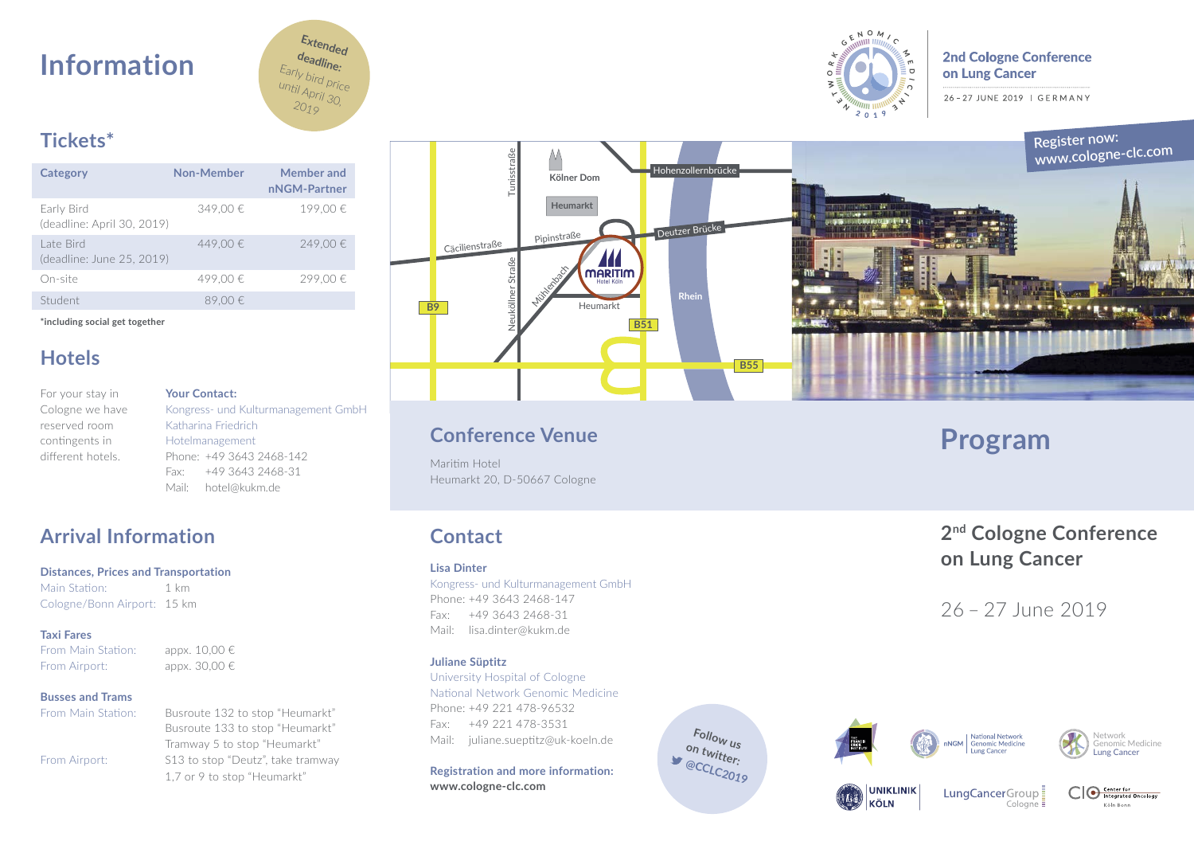# Information

Extended deadline: Early bird price until April 30, 2019

## Tickets*

| Category | Non-Member | Member and nNGM-Partner |
|---|---|---|
| Early Bird (deadline: April 30, 2019) | 349,00 € | 199,00 € |
| Late Bird (deadline: June 25, 2019) | 449,00 € | 249,00 € |
| On-site | 499,00 € | 299,00 € |
| Student | 89,00 € | |

**\*including social get together**

## Hotels

For your stay in Cologne we have reserved room contingents in different hotels.

**Your Contact:**
Kongress- und Kulturmanagement GmbH
Katharina Friedrich
Hotelmanagement
Phone: +49 3643 2468-142
Fax: +49 3643 2468-31
Mail: hotel@kukm.de

## Arrival Information

### Distances, Prices and Transportation

Main Station: 1 km
Cologne/Bonn Airport: 15 km

### Taxi Fares

From Main Station: appx. 10,00 €
From Airport: appx. 30,00 €

### Busses and Trams

From Main Station: Busroute 132 to stop "Heumarkt"
Busroute 133 to stop "Heumarkt"
Tramway 5 to stop "Heumarkt"

From Airport: S13 to stop "Deutz", take tramway 1,7 or 9 to stop "Heumarkt"

2nd Cologne Conference on Lung Cancer
26 – 27 JUNE 2019 | GERMANY

Register now: www.cologne-clc.com

## Conference Venue

Maritim Hotel
Heumarkt 20, D-50667 Cologne

## Contact

**Lisa Dinter**
Kongress- und Kulturmanagement GmbH
Phone: +49 3643 2468-147
Fax: +49 3643 2468-31
Mail: lisa.dinter@kukm.de

**Juliane Süptitz**
University Hospital of Cologne
National Network Genomic Medicine
Phone: +49 221 478-96532
Fax: +49 221 478-3531
Mail: juliane.sueptitz@uk-koeln.de

**Registration and more information:**
**www.cologne-clc.com**

Follow us on twitter: @CCLC2019

# Program

## 2nd Cologne Conference on Lung Cancer

26 – 27 June 2019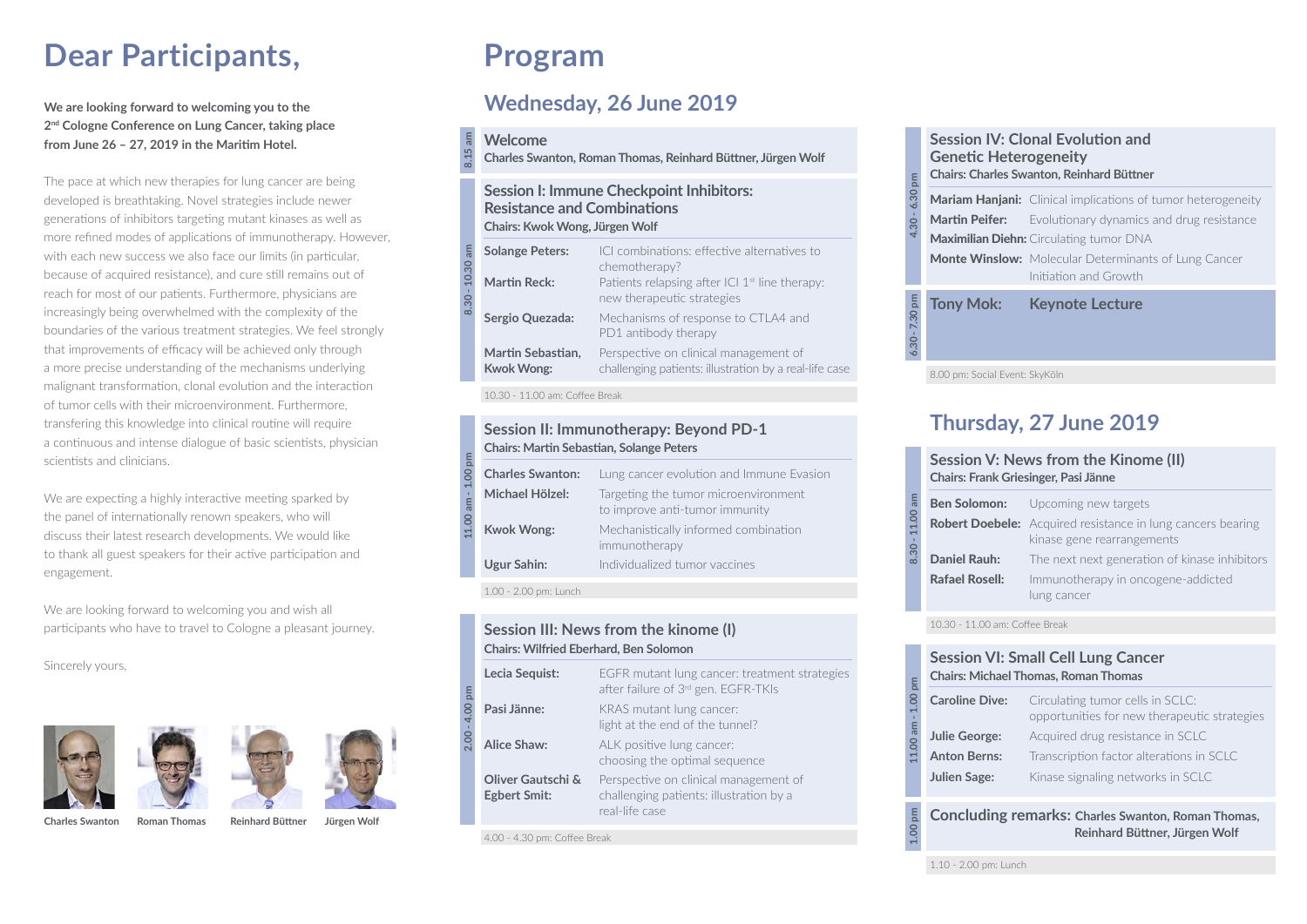# Dear Participants,

**We are looking forward to welcoming you to the 2nd Cologne Conference on Lung Cancer, taking place from June 26 – 27, 2019 in the Maritim Hotel.**

The pace at which new therapies for lung cancer are being developed is breathtaking. Novel strategies include newer generations of inhibitors targeting mutant kinases as well as more refined modes of applications of immunotherapy. However, with each new success we also face our limits (in particular, because of acquired resistance), and cure still remains out of reach for most of our patients. Furthermore, physicians are increasingly being overwhelmed with the complexity of the boundaries of the various treatment strategies. We feel strongly that improvements of efficacy will be achieved only through a more precise understanding of the mechanisms underlying malignant transformation, clonal evolution and the interaction of tumor cells with their microenvironment. Furthermore, transfering this knowledge into clinical routine will require a continuous and intense dialogue of basic scientists, physician scientists and clinicians.

We are expecting a highly interactive meeting sparked by the panel of internationally renown speakers, who will discuss their latest research developments. We would like to thank all guest speakers for their active participation and engagement.

We are looking forward to welcoming you and wish all participants who have to travel to Cologne a pleasant journey.

Sincerely yours,

Charles Swanton Roman Thomas Reinhard Büttner Jürgen Wolf

# Program

## Wednesday, 26 June 2019

**8.15 am**

### Welcome
**Charles Swanton, Roman Thomas, Reinhard Büttner, Jürgen Wolf**

**8.30 - 10.30 am**

### Session I: Immune Checkpoint Inhibitors: Resistance and Combinations
**Chairs: Kwok Wong, Jürgen Wolf**

| | |
|---|---|
| **Solange Peters:** | ICI combinations: effective alternatives to chemotherapy? |
| **Martin Reck:** | Patients relapsing after ICI 1st line therapy: new therapeutic strategies |
| **Sergio Quezada:** | Mechanisms of response to CTLA4 and PD1 antibody therapy |
| **Martin Sebastian, Kwok Wong:** | Perspective on clinical management of challenging patients: illustration by a real-life case |

10.30 - 11.00 am: Coffee Break

**11.00 am - 1.00 pm**

### Session II: Immunotherapy: Beyond PD-1
**Chairs: Martin Sebastian, Solange Peters**

| | |
|---|---|
| **Charles Swanton:** | Lung cancer evolution and Immune Evasion |
| **Michael Hölzel:** | Targeting the tumor microenvironment to improve anti-tumor immunity |
| **Kwok Wong:** | Mechanistically informed combination immunotherapy |
| **Ugur Sahin:** | Individualized tumor vaccines |

1.00 - 2.00 pm: Lunch

**2.00 - 4.00 pm**

### Session III: News from the kinome (I)
**Chairs: Wilfried Eberhard, Ben Solomon**

| | |
|---|---|
| **Lecia Sequist:** | EGFR mutant lung cancer: treatment strategies after failure of 3rd gen. EGFR-TKIs |
| **Pasi Jänne:** | KRAS mutant lung cancer: light at the end of the tunnel? |
| **Alice Shaw:** | ALK positive lung cancer: choosing the optimal sequence |
| **Oliver Gautschi & Egbert Smit:** | Perspective on clinical management of challenging patients: illustration by a real-life case |

4.00 - 4.30 pm: Coffee Break

**4.30 - 6.30 pm**

### Session IV: Clonal Evolution and Genetic Heterogeneity
**Chairs: Charles Swanton, Reinhard Büttner**

| | |
|---|---|
| **Mariam Hanjani:** | Clinical implications of tumor heterogeneity |
| **Martin Peifer:** | Evolutionary dynamics and drug resistance |
| **Maximilian Diehn:** | Circulating tumor DNA |
| **Monte Winslow:** | Molecular Determinants of Lung Cancer Initiation and Growth |

**6.30 - 7.30 pm**

### Tony Mok: Keynote Lecture

8.00 pm: Social Event: SkyKöln

## Thursday, 27 June 2019

**8.30 - 11.00 am**

### Session V: News from the Kinome (II)
**Chairs: Frank Griesinger, Pasi Jänne**

| | |
|---|---|
| **Ben Solomon:** | Upcoming new targets |
| **Robert Doebele:** | Acquired resistance in lung cancers bearing kinase gene rearrangements |
| **Daniel Rauh:** | The next next generation of kinase inhibitors |
| **Rafael Rosell:** | Immunotherapy in oncogene-addicted lung cancer |

10.30 - 11.00 am: Coffee Break

**11.00 am - 1.00 pm**

### Session VI: Small Cell Lung Cancer
**Chairs: Michael Thomas, Roman Thomas**

| | |
|---|---|
| **Caroline Dive:** | Circulating tumor cells in SCLC: opportunities for new therapeutic strategies |
| **Julie George:** | Acquired drug resistance in SCLC |
| **Anton Berns:** | Transcription factor alterations in SCLC |
| **Julien Sage:** | Kinase signaling networks in SCLC |

**1.00 pm**

### Concluding remarks: Charles Swanton, Roman Thomas, Reinhard Büttner, Jürgen Wolf

1.10 - 2.00 pm: Lunch